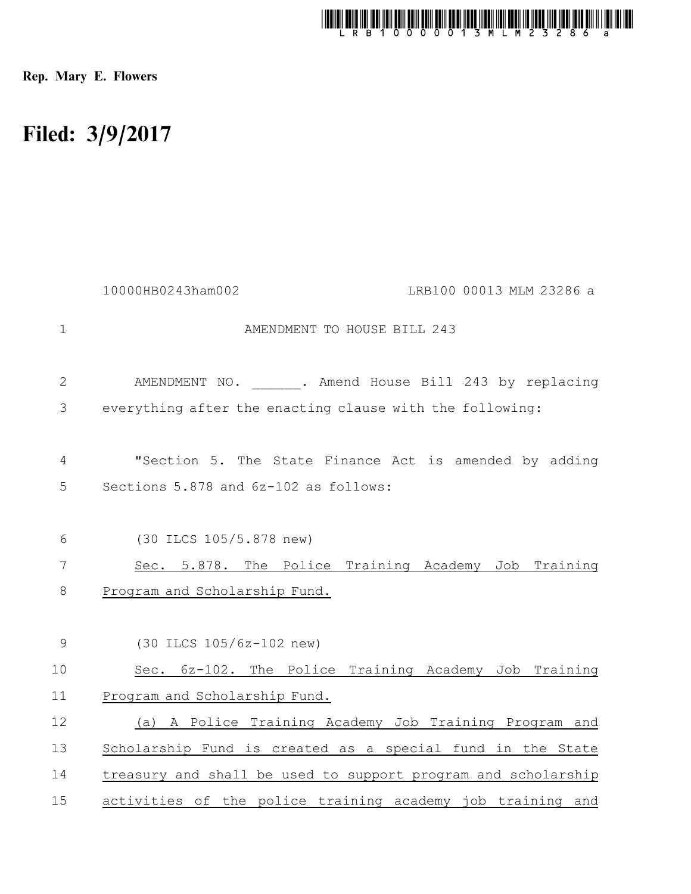**Rep. Mary E. Flowers**

# Filed: 3/9/2017

10000HB0243ham002 LRB100 00013 MLM 23286 a

AMENDMENT TO HOUSE BILL 243

AMENDMENT NO. ______. Amend House Bill 243 by replacing everything after the enacting clause with the following:

"Section 5. The State Finance Act is amended by adding Sections 5.878 and 6z-102 as follows:

(30 ILCS 105/5.878 new)

<u>Sec. 5.878. The Police Training Academy Job Training Program and Scholarship Fund.</u>

(30 ILCS 105/6z-102 new)

<u>Sec. 6z-102. The Police Training Academy Job Training Program and Scholarship Fund.</u>

<u>(a) A Police Training Academy Job Training Program and Scholarship Fund is created as a special fund in the State treasury and shall be used to support program and scholarship activities of the police training academy job training and</u>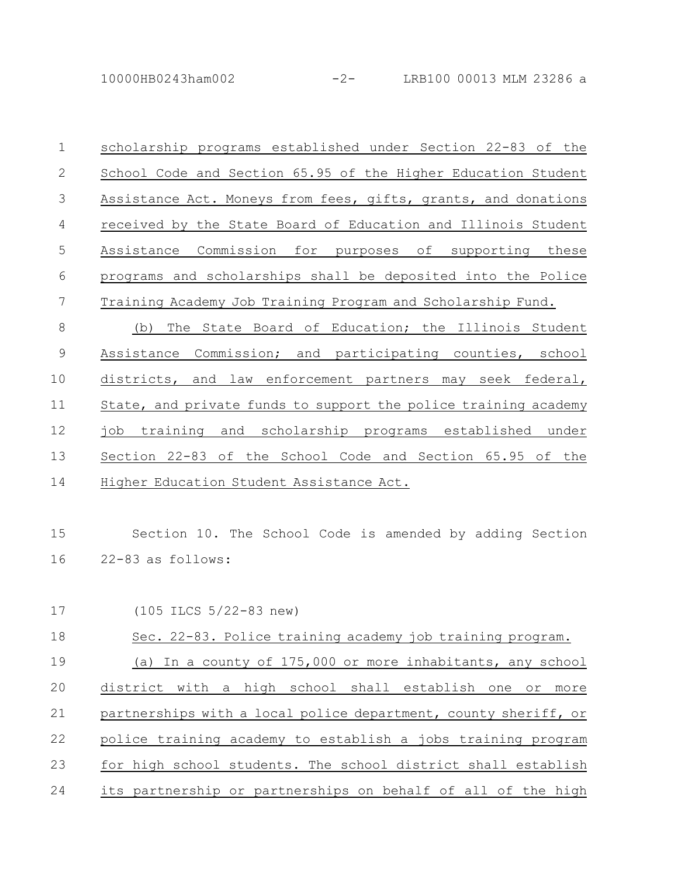scholarship programs established under Section 22-83 of the School Code and Section 65.95 of the Higher Education Student Assistance Act. Moneys from fees, gifts, grants, and donations received by the State Board of Education and Illinois Student Assistance Commission for purposes of supporting these programs and scholarships shall be deposited into the Police Training Academy Job Training Program and Scholarship Fund.

(b) The State Board of Education; the Illinois Student Assistance Commission; and participating counties, school districts, and law enforcement partners may seek federal, State, and private funds to support the police training academy job training and scholarship programs established under Section 22-83 of the School Code and Section 65.95 of the Higher Education Student Assistance Act.

Section 10. The School Code is amended by adding Section 22-83 as follows:

(105 ILCS 5/22-83 new)

Sec. 22-83. Police training academy job training program.

(a) In a county of 175,000 or more inhabitants, any school district with a high school shall establish one or more partnerships with a local police department, county sheriff, or police training academy to establish a jobs training program for high school students. The school district shall establish its partnership or partnerships on behalf of all of the high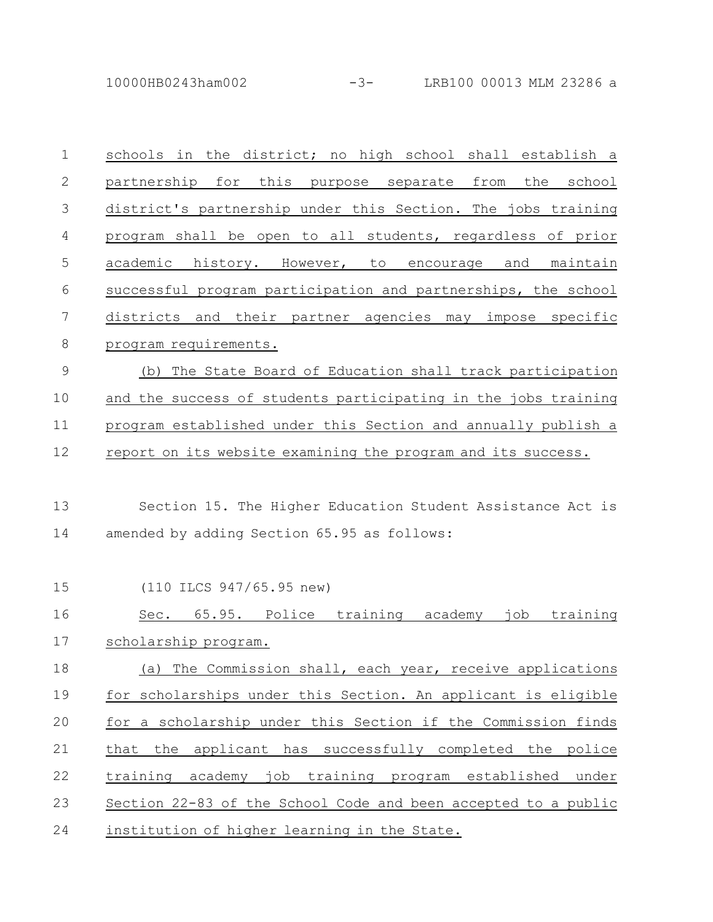schools in the district; no high school shall establish a partnership for this purpose separate from the school district's partnership under this Section. The jobs training program shall be open to all students, regardless of prior academic history. However, to encourage and maintain successful program participation and partnerships, the school districts and their partner agencies may impose specific program requirements.

(b) The State Board of Education shall track participation and the success of students participating in the jobs training program established under this Section and annually publish a report on its website examining the program and its success.

Section 15. The Higher Education Student Assistance Act is amended by adding Section 65.95 as follows:

(110 ILCS 947/65.95 new)

Sec. 65.95. Police training academy job training scholarship program.

(a) The Commission shall, each year, receive applications for scholarships under this Section. An applicant is eligible for a scholarship under this Section if the Commission finds that the applicant has successfully completed the police training academy job training program established under Section 22-83 of the School Code and been accepted to a public institution of higher learning in the State.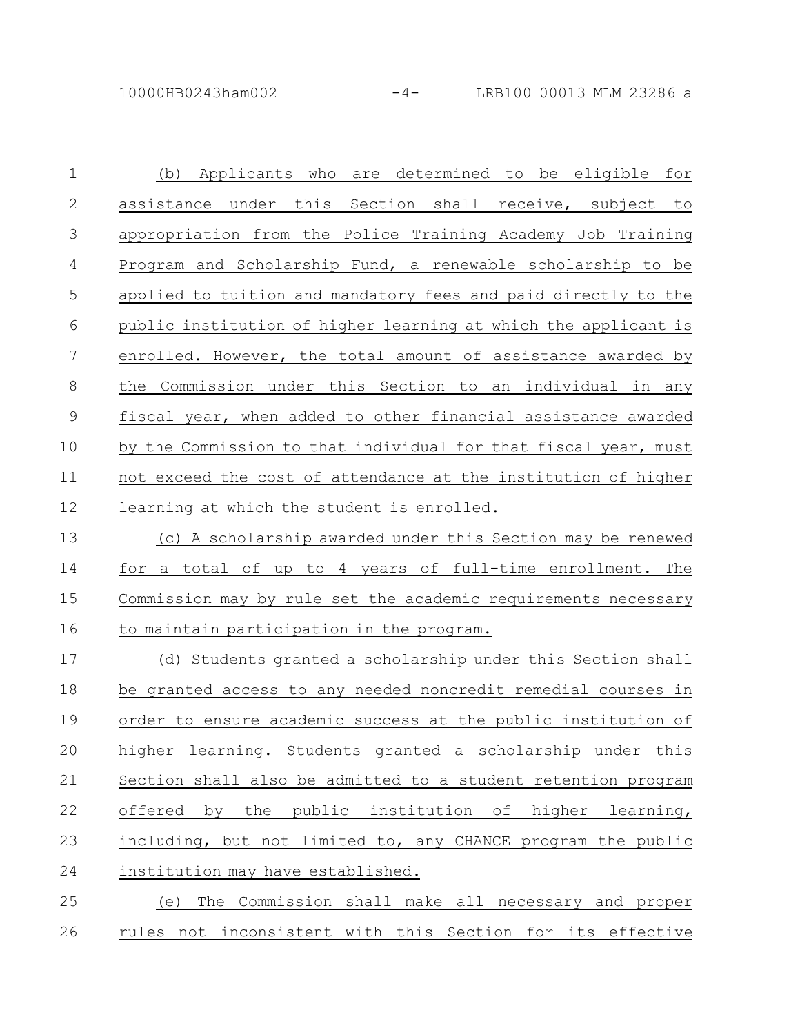(b) Applicants who are determined to be eligible for assistance under this Section shall receive, subject to appropriation from the Police Training Academy Job Training Program and Scholarship Fund, a renewable scholarship to be applied to tuition and mandatory fees and paid directly to the public institution of higher learning at which the applicant is enrolled. However, the total amount of assistance awarded by the Commission under this Section to an individual in any fiscal year, when added to other financial assistance awarded by the Commission to that individual for that fiscal year, must not exceed the cost of attendance at the institution of higher learning at which the student is enrolled.

(c) A scholarship awarded under this Section may be renewed for a total of up to 4 years of full-time enrollment. The Commission may by rule set the academic requirements necessary to maintain participation in the program.

(d) Students granted a scholarship under this Section shall be granted access to any needed noncredit remedial courses in order to ensure academic success at the public institution of higher learning. Students granted a scholarship under this Section shall also be admitted to a student retention program offered by the public institution of higher learning, including, but not limited to, any CHANCE program the public institution may have established.

(e) The Commission shall make all necessary and proper rules not inconsistent with this Section for its effective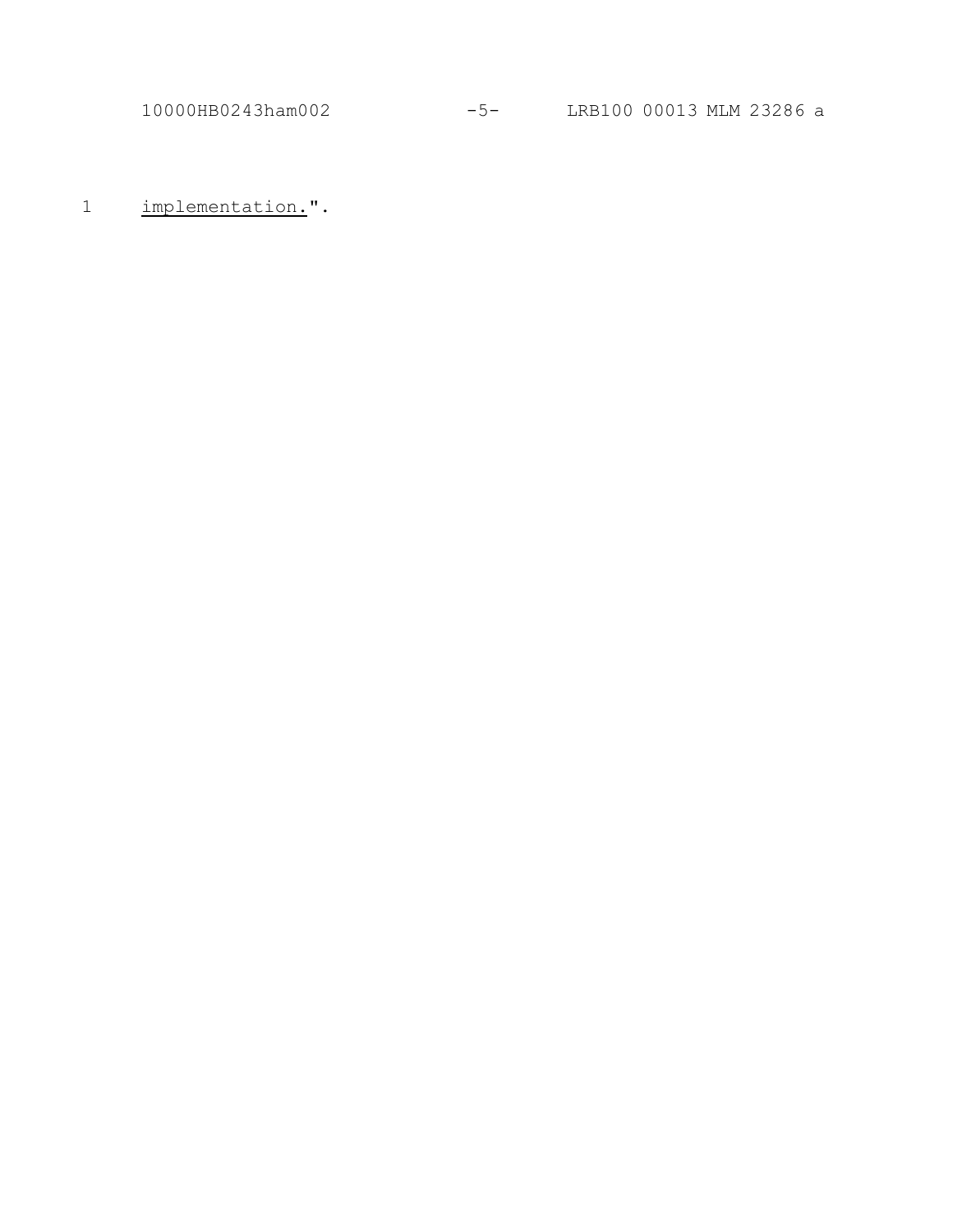<u>implementation.</u>".